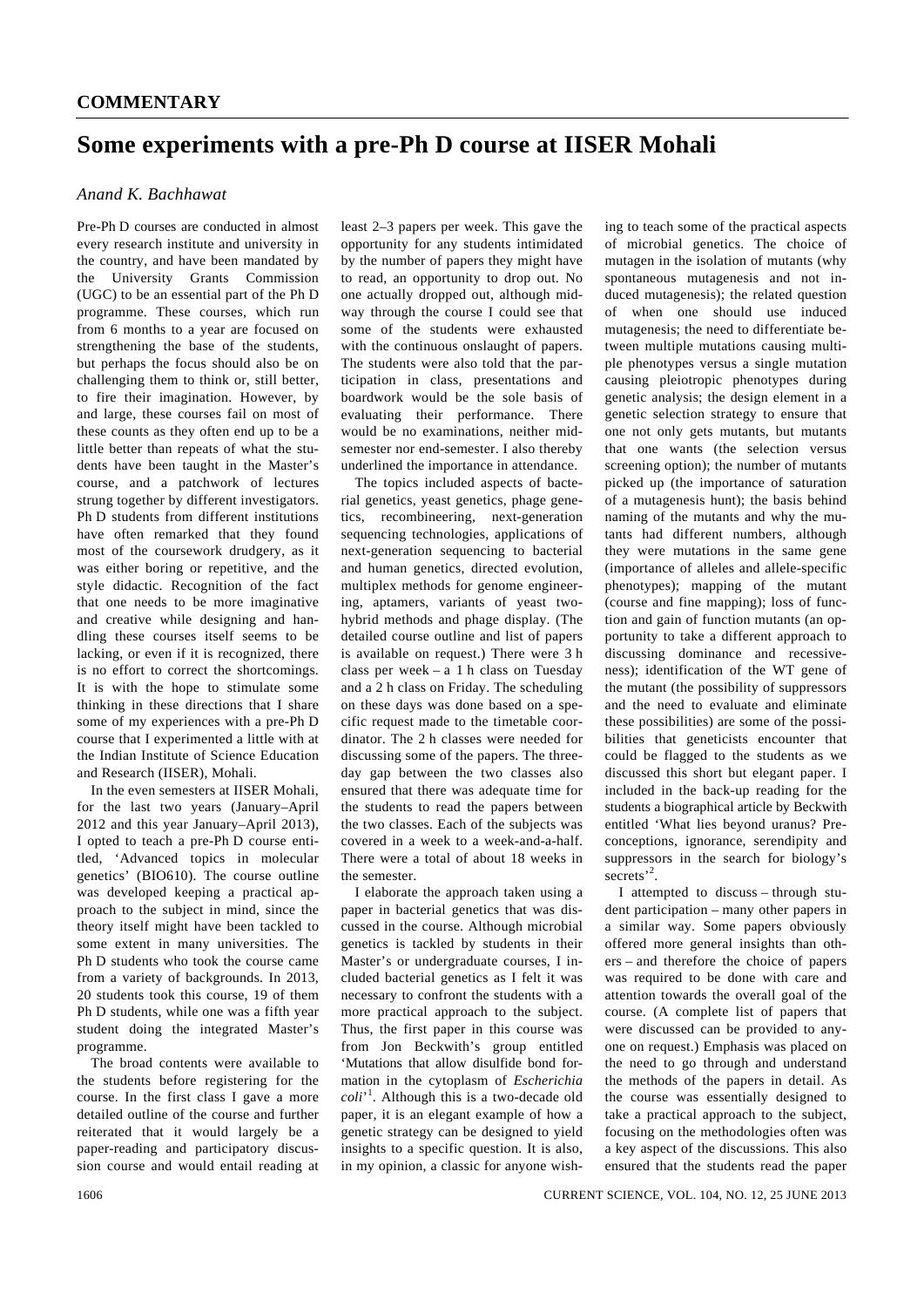**COMMENTARY**

# Some experiments with a pre-Ph D course at IISER Mohali

*Anand K. Bachhawat*

Pre-Ph D courses are conducted in almost every research institute and university in the country, and have been mandated by the University Grants Commission (UGC) to be an essential part of the Ph D programme. These courses, which run from 6 months to a year are focused on strengthening the base of the students, but perhaps the focus should also be on challenging them to think or, still better, to fire their imagination. However, by and large, these courses fail on most of these counts as they often end up to be a little better than repeats of what the students have been taught in the Master's course, and a patchwork of lectures strung together by different investigators. Ph D students from different institutions have often remarked that they found most of the coursework drudgery, as it was either boring or repetitive, and the style didactic. Recognition of the fact that one needs to be more imaginative and creative while designing and handling these courses itself seems to be lacking, or even if it is recognized, there is no effort to correct the shortcomings. It is with the hope to stimulate some thinking in these directions that I share some of my experiences with a pre-Ph D course that I experimented a little with at the Indian Institute of Science Education and Research (IISER), Mohali.

In the even semesters at IISER Mohali, for the last two years (January–April 2012 and this year January–April 2013), I opted to teach a pre-Ph D course entitled, 'Advanced topics in molecular genetics' (BIO610). The course outline was developed keeping a practical approach to the subject in mind, since the theory itself might have been tackled to some extent in many universities. The Ph D students who took the course came from a variety of backgrounds. In 2013, 20 students took this course, 19 of them Ph D students, while one was a fifth year student doing the integrated Master's programme.

The broad contents were available to the students before registering for the course. In the first class I gave a more detailed outline of the course and further reiterated that it would largely be a paper-reading and participatory discussion course and would entail reading at least 2–3 papers per week. This gave the opportunity for any students intimidated by the number of papers they might have to read, an opportunity to drop out. No one actually dropped out, although midway through the course I could see that some of the students were exhausted with the continuous onslaught of papers. The students were also told that the participation in class, presentations and boardwork would be the sole basis of evaluating their performance. There would be no examinations, neither mid-semester nor end-semester. I also thereby underlined the importance in attendance.

The topics included aspects of bacterial genetics, yeast genetics, phage genetics, recombineering, next-generation sequencing technologies, applications of next-generation sequencing to bacterial and human genetics, directed evolution, multiplex methods for genome engineering, aptamers, variants of yeast two-hybrid methods and phage display. (The detailed course outline and list of papers is available on request.) There were 3 h class per week – a 1 h class on Tuesday and a 2 h class on Friday. The scheduling on these days was done based on a specific request made to the timetable coordinator. The 2 h classes were needed for discussing some of the papers. The three-day gap between the two classes also ensured that there was adequate time for the students to read the papers between the two classes. Each of the subjects was covered in a week to a week-and-a-half. There were a total of about 18 weeks in the semester.

I elaborate the approach taken using a paper in bacterial genetics that was discussed in the course. Although microbial genetics is tackled by students in their Master's or undergraduate courses, I included bacterial genetics as I felt it was necessary to confront the students with a more practical approach to the subject. Thus, the first paper in this course was from Jon Beckwith's group entitled 'Mutations that allow disulfide bond formation in the cytoplasm of *Escherichia coli*'[1]. Although this is a two-decade old paper, it is an elegant example of how a genetic strategy can be designed to yield insights to a specific question. It is also, in my opinion, a classic for anyone wishing to teach some of the practical aspects of microbial genetics. The choice of mutagen in the isolation of mutants (why spontaneous mutagenesis and not induced mutagenesis); the related question of when one should use induced mutagenesis; the need to differentiate between multiple mutations causing multiple phenotypes versus a single mutation causing pleiotropic phenotypes during genetic analysis; the design element in a genetic selection strategy to ensure that one not only gets mutants, but mutants that one wants (the selection versus screening option); the number of mutants picked up (the importance of saturation of a mutagenesis hunt); the basis behind naming of the mutants and why the mutants had different numbers, although they were mutations in the same gene (importance of alleles and allele-specific phenotypes); mapping of the mutant (course and fine mapping); loss of function and gain of function mutants (an opportunity to take a different approach to discussing dominance and recessiveness); identification of the WT gene of the mutant (the possibility of suppressors and the need to evaluate and eliminate these possibilities) are some of the possibilities that geneticists encounter that could be flagged to the students as we discussed this short but elegant paper. I included in the back-up reading for the students a biographical article by Beckwith entitled 'What lies beyond uranus? Preconceptions, ignorance, serendipity and suppressors in the search for biology's secrets'[2].

I attempted to discuss – through student participation – many other papers in a similar way. Some papers obviously offered more general insights than others – and therefore the choice of papers was required to be done with care and attention towards the overall goal of the course. (A complete list of papers that were discussed can be provided to anyone on request.) Emphasis was placed on the need to go through and understand the methods of the papers in detail. As the course was essentially designed to take a practical approach to the subject, focusing on the methodologies often was a key aspect of the discussions. This also ensured that the students read the paper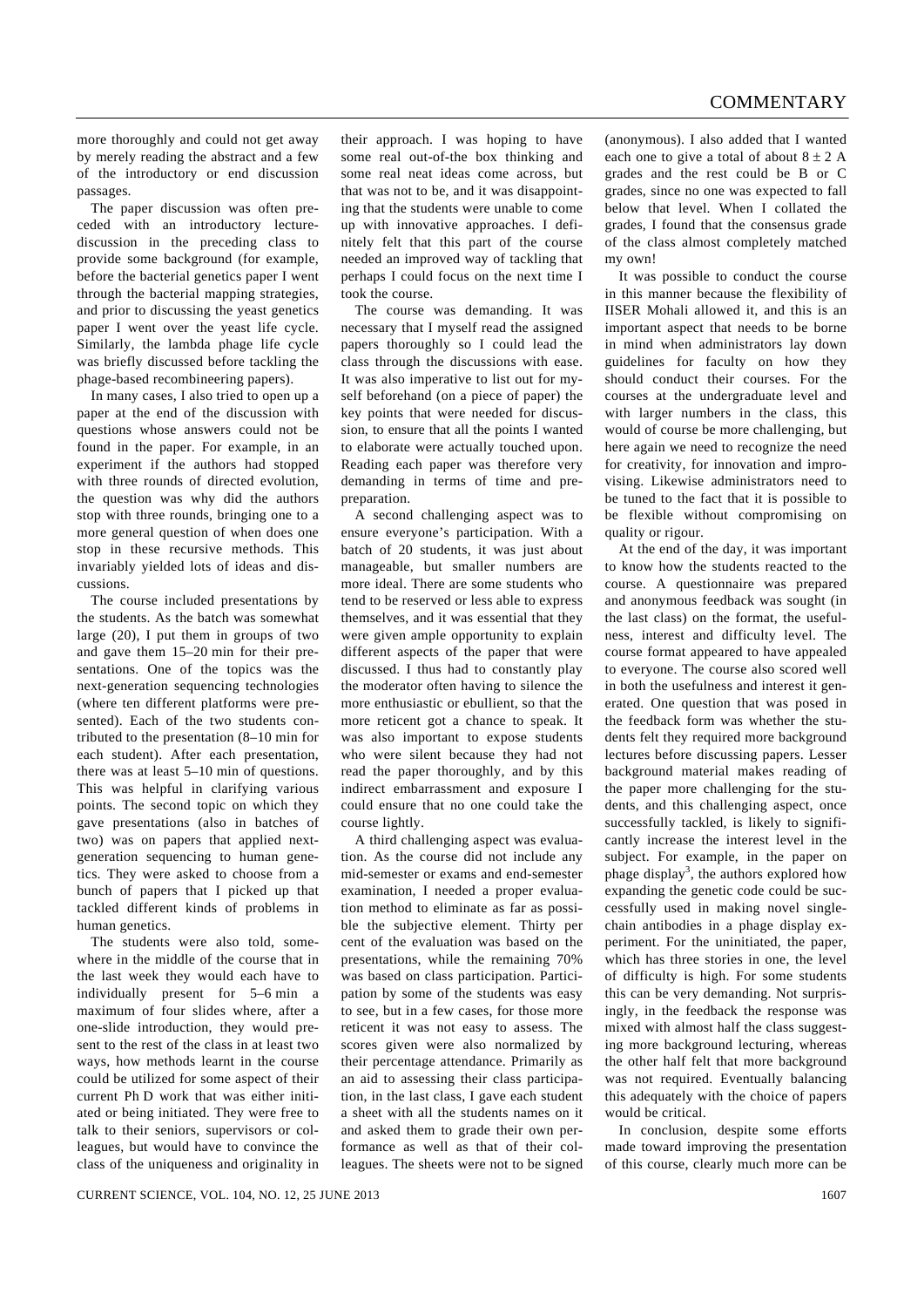more thoroughly and could not get away by merely reading the abstract and a few of the introductory or end discussion passages.

The paper discussion was often preceded with an introductory lecture-discussion in the preceding class to provide some background (for example, before the bacterial genetics paper I went through the bacterial mapping strategies, and prior to discussing the yeast genetics paper I went over the yeast life cycle. Similarly, the lambda phage life cycle was briefly discussed before tackling the phage-based recombineering papers).

In many cases, I also tried to open up a paper at the end of the discussion with questions whose answers could not be found in the paper. For example, in an experiment if the authors had stopped with three rounds of directed evolution, the question was why did the authors stop with three rounds, bringing one to a more general question of when does one stop in these recursive methods. This invariably yielded lots of ideas and discussions.

The course included presentations by the students. As the batch was somewhat large (20), I put them in groups of two and gave them 15–20 min for their presentations. One of the topics was the next-generation sequencing technologies (where ten different platforms were presented). Each of the two students contributed to the presentation (8–10 min for each student). After each presentation, there was at least 5–10 min of questions. This was helpful in clarifying various points. The second topic on which they gave presentations (also in batches of two) was on papers that applied next-generation sequencing to human genetics. They were asked to choose from a bunch of papers that I picked up that tackled different kinds of problems in human genetics.

The students were also told, somewhere in the middle of the course that in the last week they would each have to individually present for 5–6 min a maximum of four slides where, after a one-slide introduction, they would present to the rest of the class in at least two ways, how methods learnt in the course could be utilized for some aspect of their current Ph D work that was either initiated or being initiated. They were free to talk to their seniors, supervisors or colleagues, but would have to convince the class of the uniqueness and originality in their approach. I was hoping to have some real out-of-the box thinking and some real neat ideas come across, but that was not to be, and it was disappointing that the students were unable to come up with innovative approaches. I definitely felt that this part of the course needed an improved way of tackling that perhaps I could focus on the next time I took the course.

The course was demanding. It was necessary that I myself read the assigned papers thoroughly so I could lead the class through the discussions with ease. It was also imperative to list out for myself beforehand (on a piece of paper) the key points that were needed for discussion, to ensure that all the points I wanted to elaborate were actually touched upon. Reading each paper was therefore very demanding in terms of time and pre-preparation.

A second challenging aspect was to ensure everyone's participation. With a batch of 20 students, it was just about manageable, but smaller numbers are more ideal. There are some students who tend to be reserved or less able to express themselves, and it was essential that they were given ample opportunity to explain different aspects of the paper that were discussed. I thus had to constantly play the moderator often having to silence the more enthusiastic or ebullient, so that the more reticent got a chance to speak. It was also important to expose students who were silent because they had not read the paper thoroughly, and by this indirect embarrassment and exposure I could ensure that no one could take the course lightly.

A third challenging aspect was evaluation. As the course did not include any mid-semester or exams and end-semester examination, I needed a proper evaluation method to eliminate as far as possible the subjective element. Thirty per cent of the evaluation was based on the presentations, while the remaining 70% was based on class participation. Participation by some of the students was easy to see, but in a few cases, for those more reticent it was not easy to assess. The scores given were also normalized by their percentage attendance. Primarily as an aid to assessing their class participation, in the last class, I gave each student a sheet with all the students names on it and asked them to grade their own performance as well as that of their colleagues. The sheets were not to be signed (anonymous). I also added that I wanted each one to give a total of about $8 \pm 2$ A grades and the rest could be B or C grades, since no one was expected to fall below that level. When I collated the grades, I found that the consensus grade of the class almost completely matched my own!

It was possible to conduct the course in this manner because the flexibility of IISER Mohali allowed it, and this is an important aspect that needs to be borne in mind when administrators lay down guidelines for faculty on how they should conduct their courses. For the courses at the undergraduate level and with larger numbers in the class, this would of course be more challenging, but here again we need to recognize the need for creativity, for innovation and improvising. Likewise administrators need to be tuned to the fact that it is possible to be flexible without compromising on quality or rigour.

At the end of the day, it was important to know how the students reacted to the course. A questionnaire was prepared and anonymous feedback was sought (in the last class) on the format, the usefulness, interest and difficulty level. The course format appeared to have appealed to everyone. The course also scored well in both the usefulness and interest it generated. One question that was posed in the feedback form was whether the students felt they required more background lectures before discussing papers. Lesser background material makes reading of the paper more challenging for the students, and this challenging aspect, once successfully tackled, is likely to significantly increase the interest level in the subject. For example, in the paper on phage display[3], the authors explored how expanding the genetic code could be successfully used in making novel single-chain antibodies in a phage display experiment. For the uninitiated, the paper, which has three stories in one, the level of difficulty is high. For some students this can be very demanding. Not surprisingly, in the feedback the response was mixed with almost half the class suggesting more background lecturing, whereas the other half felt that more background was not required. Eventually balancing this adequately with the choice of papers would be critical.

In conclusion, despite some efforts made toward improving the presentation of this course, clearly much more can be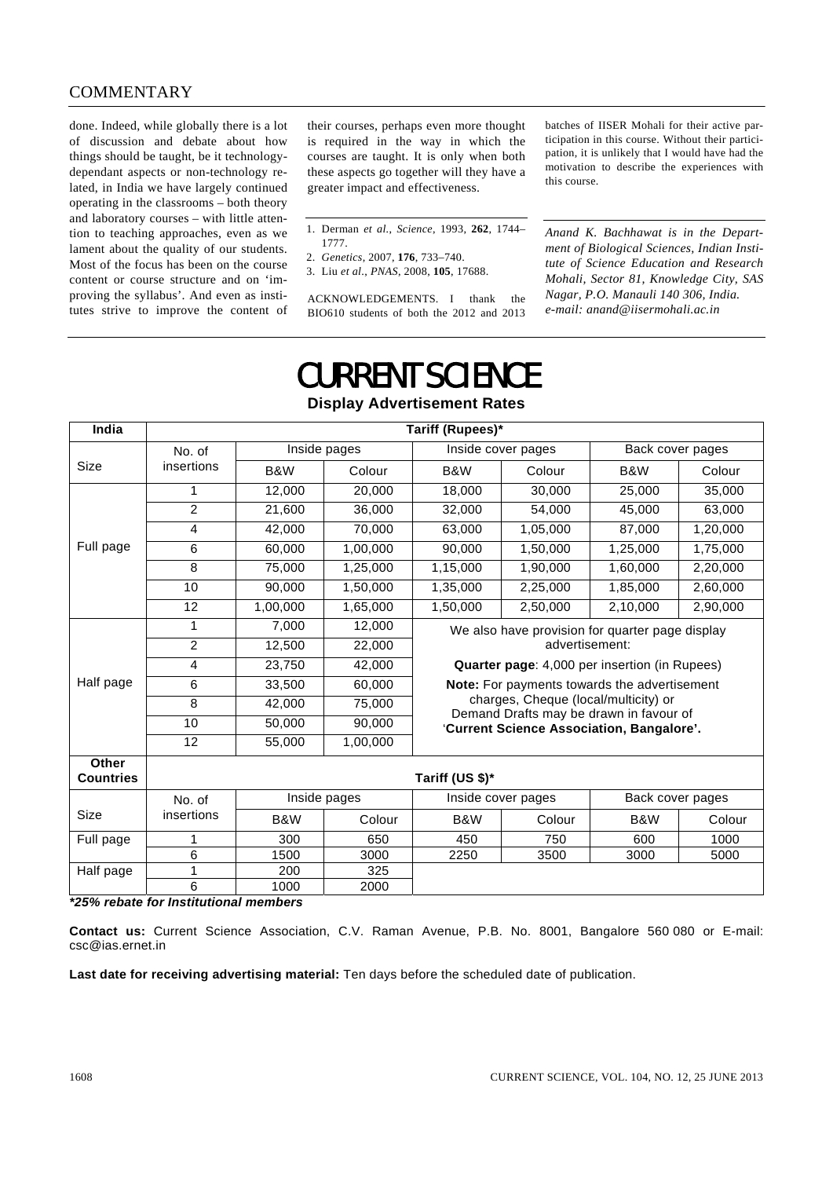done. Indeed, while globally there is a lot of discussion and debate about how things should be taught, be it technology-dependant aspects or non-technology related, in India we have largely continued operating in the classrooms – both theory and laboratory courses – with little attention to teaching approaches, even as we lament about the quality of our students. Most of the focus has been on the course content or course structure and on 'improving the syllabus'. And even as institutes strive to improve the content of their courses, perhaps even more thought is required in the way in which the courses are taught. It is only when both these aspects go together will they have a greater impact and effectiveness.

1. Derman *et al.*, *Science*, 1993, **262**, 1744–1777.
2. *Genetics*, 2007, **176**, 733–740.
3. Liu *et al.*, *PNAS*, 2008, **105**, 17688.

ACKNOWLEDGEMENTS. I thank the BIO610 students of both the 2012 and 2013 batches of IISER Mohali for their active participation in this course. Without their participation, it is unlikely that I would have had the motivation to describe the experiences with this course.

*Anand K. Bachhawat is in the Department of Biological Sciences, Indian Institute of Science Education and Research Mohali, Sector 81, Knowledge City, SAS Nagar, P.O. Manauli 140 306, India.*
*e-mail: anand@iisermohali.ac.in*

# CURRENT SCIENCE

## Display Advertisement Rates

| India | Tariff (Rupees)* | | | | | | |
|---|---|---|---|---|---|---|---|
| Size | No. of insertions | Inside pages | | Inside cover pages | | Back cover pages | |
| | | B&W | Colour | B&W | Colour | B&W | Colour |
| Full page | 1 | 12,000 | 20,000 | 18,000 | 30,000 | 25,000 | 35,000 |
| | 2 | 21,600 | 36,000 | 32,000 | 54,000 | 45,000 | 63,000 |
| | 4 | 42,000 | 70,000 | 63,000 | 1,05,000 | 87,000 | 1,20,000 |
| | 6 | 60,000 | 1,00,000 | 90,000 | 1,50,000 | 1,25,000 | 1,75,000 |
| | 8 | 75,000 | 1,25,000 | 1,15,000 | 1,90,000 | 1,60,000 | 2,20,000 |
| | 10 | 90,000 | 1,50,000 | 1,35,000 | 2,25,000 | 1,85,000 | 2,60,000 |
| | 12 | 1,00,000 | 1,65,000 | 1,50,000 | 2,50,000 | 2,10,000 | 2,90,000 |
| Half page | 1 | 7,000 | 12,000 | We also have provision for quarter page display advertisement: | | | |
| | 2 | 12,500 | 22,000 | **Quarter page**: 4,000 per insertion (in Rupees) | | | |
| | 4 | 23,750 | 42,000 | **Note:** For payments towards the advertisement charges, Cheque (local/multicity) or Demand Drafts may be drawn in favour of '**Current Science Association, Bangalore'.** | | | |
| | 6 | 33,500 | 60,000 | | | | |
| | 8 | 42,000 | 75,000 | | | | |
| | 10 | 50,000 | 90,000 | | | | |
| | 12 | 55,000 | 1,00,000 | | | | |

| Other Countries | Tariff (US $)* | | | | | | |
|---|---|---|---|---|---|---|---|
| Size | No. of insertions | Inside pages | | Inside cover pages | | Back cover pages | |
| | | B&W | Colour | B&W | Colour | B&W | Colour |
| Full page | 1 | 300 | 650 | 450 | 750 | 600 | 1000 |
| | 6 | 1500 | 3000 | 2250 | 3500 | 3000 | 5000 |
| Half page | 1 | 200 | 325 | | | | |
| | 6 | 1000 | 2000 | | | | |

***25% rebate for Institutional members***

**Contact us:** Current Science Association, C.V. Raman Avenue, P.B. No. 8001, Bangalore 560 080 or E-mail: csc@ias.ernet.in

**Last date for receiving advertising material:** Ten days before the scheduled date of publication.